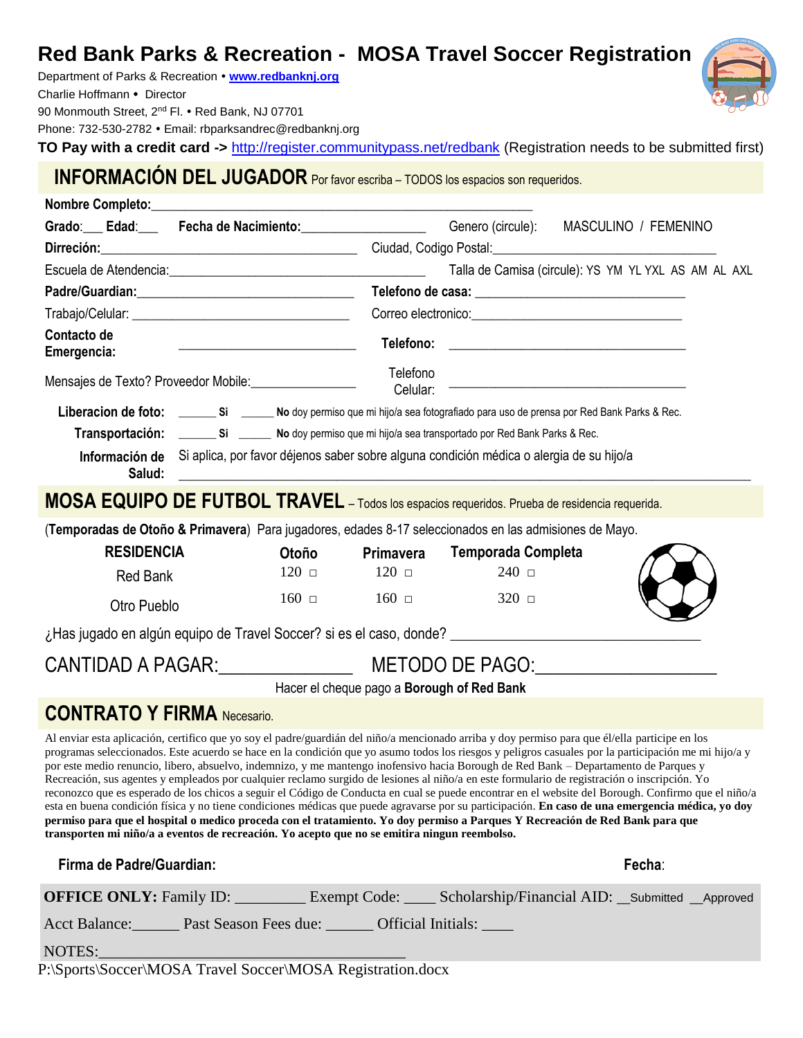# Red Bank Parks & Recreation - MOSA Travel Soccer Registration

Department of Parks & Recreation • **www.redbanknj.org**
Charlie Hoffmann • Director
90 Monmouth Street, 2nd Fl. • Red Bank, NJ 07701
Phone: 732-530-2782 • Email: rbparksandrec@redbanknj.org

**TO Pay with a credit card ->** http://register.communitypass.net/redbank (Registration needs to be submitted first)

## INFORMACIÓN DEL JUGADOR Por favor escriba – TODOS los espacios son requeridos.

**Nombre Completo:**___________________________________________________

**Grado:**___ **Edad:**___ **Fecha de Nacimiento:**__________________ Genero (circule): MASCULINO / FEMENINO

**Dirreción:**__________________________________ Ciudad, Codigo Postal:______________________________

Escuela de Atendencia:__________________________________ Talla de Camisa (circule): YS YM YL YXL AS AM AL AXL

**Padre/Guardian:**_____________________________ **Telefono de casa:** ____________________________

Trabajo/Celular: _____________________________ Correo electronico:____________________________

**Contacto de Emergencia:** ________________________ **Telefono:** ________________________________

Mensajes de Texto? Proveedor Mobile:______________ Telefono Celular: ________________________________

**Liberacion de foto:** ______ **Si** ______ **No** doy permiso que mi hijo/a sea fotografiado para uso de prensa por Red Bank Parks & Rec.

**Transportación:** ______ **Si** ______ **No** doy permiso que mi hijo/a sea transportado por Red Bank Parks & Rec.

**Información de Salud:** Si aplica, por favor déjenos saber sobre alguna condición médica o alergia de su hijo/a
______________________________________________________________________________

## MOSA EQUIPO DE FUTBOL TRAVEL – Todos los espacios requeridos. Prueba de residencia requerida.

(**Temporadas de Otoño & Primavera**) Para jugadores, edades 8-17 seleccionados en las admisiones de Mayo.

| RESIDENCIA | Otoño | Primavera | Temporada Completa |
|---|---|---|---|
| Red Bank | 120 □ | 120 □ | 240 □ |
| Otro Pueblo | 160 □ | 160 □ | 320 □ |

¿Has jugado en algún equipo de Travel Soccer? si es el caso, donde? ________________________________

CANTIDAD A PAGAR:______________ METODO DE PAGO:__________________

Hacer el cheque pago a **Borough of Red Bank**

## CONTRATO Y FIRMA Necesario.

Al enviar esta aplicación, certifico que yo soy el padre/guardián del niño/a mencionado arriba y doy permiso para que él/ella participe en los programas seleccionados. Este acuerdo se hace en la condición que yo asumo todos los riesgos y peligros casuales por la participación me mi hijo/a y por este medio renuncio, libero, absuelvo, indemnizo, y me mantengo inofensivo hacia Borough de Red Bank – Departamento de Parques y Recreación, sus agentes y empleados por cualquier reclamo surgido de lesiones al niño/a en este formulario de registración o inscripción. Yo reconozco que es esperado de los chicos a seguir el Código de Conducta en cual se puede encontrar en el website del Borough. Confirmo que el niño/a esta en buena condición física y no tiene condiciones médicas que puede agravarse por su participación. **En caso de una emergencia médica, yo doy permiso para que el hospital o medico proceda con el tratamiento. Yo doy permiso a Parques Y Recreación de Red Bank para que transporten mi niño/a a eventos de recreación. Yo acepto que no se emitira ningun reembolso.**

**Firma de Padre/Guardian:** **Fecha**:

**OFFICE ONLY:** Family ID: _________ Exempt Code: ____ Scholarship/Financial AID: __Submitted __Approved

Acct Balance:______ Past Season Fees due: ______ Official Initials: ____

NOTES:_______________________________________

P:\Sports\Soccer\MOSA Travel Soccer\MOSA Registration.docx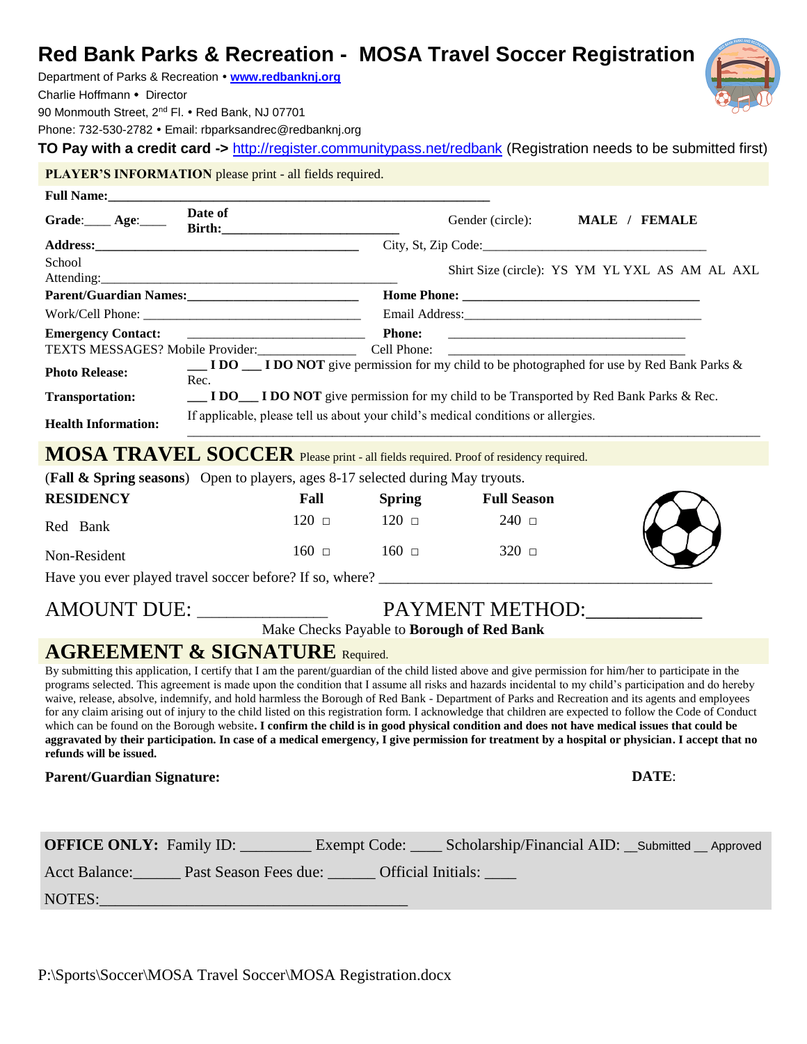# Red Bank Parks & Recreation - MOSA Travel Soccer Registration

Department of Parks & Recreation • **www.redbanknj.org**

Charlie Hoffmann • Director

90 Monmouth Street, 2nd Fl. • Red Bank, NJ 07701

Phone: 732-530-2782 • Email: rbparksandrec@redbanknj.org

**TO Pay with a credit card ->** http://register.communitypass.net/redbank (Registration needs to be submitted first)

## PLAYER'S INFORMATION please print - all fields required.

**Full Name:**_______________________________________________________

**Grade**:____ **Age**:____ **Date of Birth:**_________________________ Gender (circle): **MALE / FEMALE**

**Address:**________________________________________ City, St, Zip Code:_________________________________

School Attending:________________________________________ Shirt Size (circle): YS YM YL YXL AS AM AL AXL

**Parent/Guardian Names:**__________________________ **Home Phone:** ___________________________________

Work/Cell Phone: _____________________________ Email Address:_____________________________________

**Emergency Contact:** ___________________________ **Phone:** ___________________________________

TEXTS MESSAGES? Mobile Provider:______________ Cell Phone: ___________________________________

**Photo Release:** ___ **I DO** ___ **I DO NOT** give permission for my child to be photographed for use by Red Bank Parks & Rec.

**Transportation:** ___ **I DO**___ **I DO NOT** give permission for my child to be Transported by Red Bank Parks & Rec.

**Health Information:** If applicable, please tell us about your child's medical conditions or allergies.
_____________________________________________________________________________________

## MOSA TRAVEL SOCCER Please print - all fields required. Proof of residency required.

(**Fall & Spring seasons**) Open to players, ages 8-17 selected during May tryouts.

| **RESIDENCY** | **Fall** | **Spring** | **Full Season** |
|---|---|---|---|
| Red Bank | 120 □ | 120 □ | 240 □ |
| Non-Resident | 160 □ | 160 □ | 320 □ |

Have you ever played travel soccer before? If so, where? _____________________________________________

AMOUNT DUE: _____________ PAYMENT METHOD:___________

Make Checks Payable to **Borough of Red Bank**

## AGREEMENT & SIGNATURE Required.

By submitting this application, I certify that I am the parent/guardian of the child listed above and give permission for him/her to participate in the programs selected. This agreement is made upon the condition that I assume all risks and hazards incidental to my child's participation and do hereby waive, release, absolve, indemnify, and hold harmless the Borough of Red Bank - Department of Parks and Recreation and its agents and employees for any claim arising out of injury to the child listed on this registration form. I acknowledge that children are expected to follow the Code of Conduct which can be found on the Borough website**. I confirm the child is in good physical condition and does not have medical issues that could be aggravated by their participation. In case of a medical emergency, I give permission for treatment by a hospital or physician. I accept that no refunds will be issued.**

**Parent/Guardian Signature:** **DATE**:

**OFFICE ONLY:** Family ID: _________ Exempt Code: ____ Scholarship/Financial AID: __Submitted __ Approved

Acct Balance:______ Past Season Fees due: ______ Official Initials: ____

NOTES:_______________________________________

P:\Sports\Soccer\MOSA Travel Soccer\MOSA Registration.docx